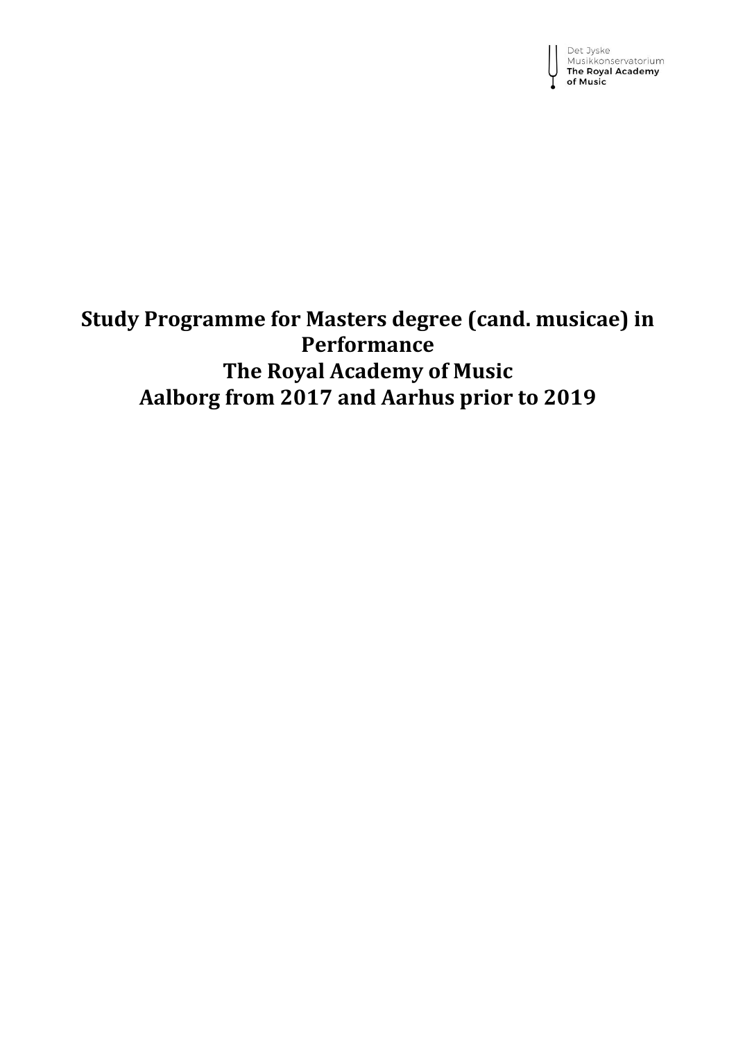Det Jyske Musikkonservatorium
**The Royal Academy of Music**

# Study Programme for Masters degree (cand. musicae) in Performance
# The Royal Academy of Music
# Aalborg from 2017 and Aarhus prior to 2019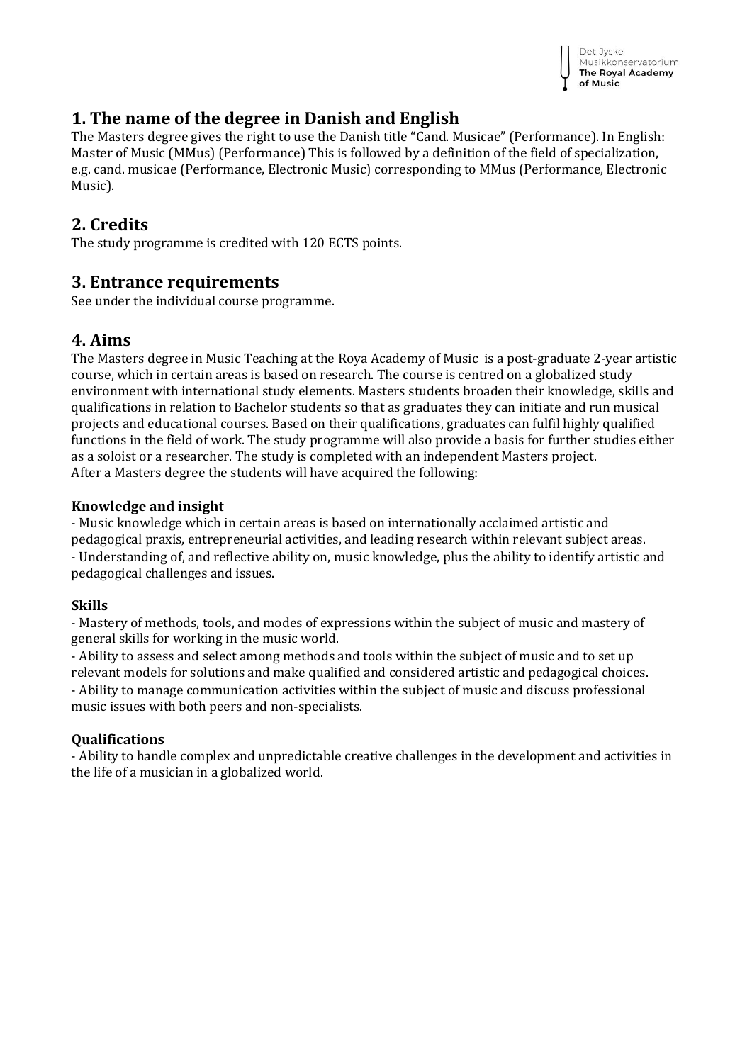## 1. The name of the degree in Danish and English

The Masters degree gives the right to use the Danish title "Cand. Musicae" (Performance). In English: Master of Music (MMus) (Performance) This is followed by a definition of the field of specialization, e.g. cand. musicae (Performance, Electronic Music) corresponding to MMus (Performance, Electronic Music).

## 2. Credits

The study programme is credited with 120 ECTS points.

## 3. Entrance requirements

See under the individual course programme.

## 4. Aims

The Masters degree in Music Teaching at the Roya Academy of Music is a post-graduate 2-year artistic course, which in certain areas is based on research. The course is centred on a globalized study environment with international study elements. Masters students broaden their knowledge, skills and qualifications in relation to Bachelor students so that as graduates they can initiate and run musical projects and educational courses. Based on their qualifications, graduates can fulfil highly qualified functions in the field of work. The study programme will also provide a basis for further studies either as a soloist or a researcher. The study is completed with an independent Masters project.
After a Masters degree the students will have acquired the following:

### Knowledge and insight

- Music knowledge which in certain areas is based on internationally acclaimed artistic and pedagogical praxis, entrepreneurial activities, and leading research within relevant subject areas.
- Understanding of, and reflective ability on, music knowledge, plus the ability to identify artistic and pedagogical challenges and issues.

### Skills

- Mastery of methods, tools, and modes of expressions within the subject of music and mastery of general skills for working in the music world.
- Ability to assess and select among methods and tools within the subject of music and to set up relevant models for solutions and make qualified and considered artistic and pedagogical choices.
- Ability to manage communication activities within the subject of music and discuss professional music issues with both peers and non-specialists.

### Qualifications

- Ability to handle complex and unpredictable creative challenges in the development and activities in the life of a musician in a globalized world.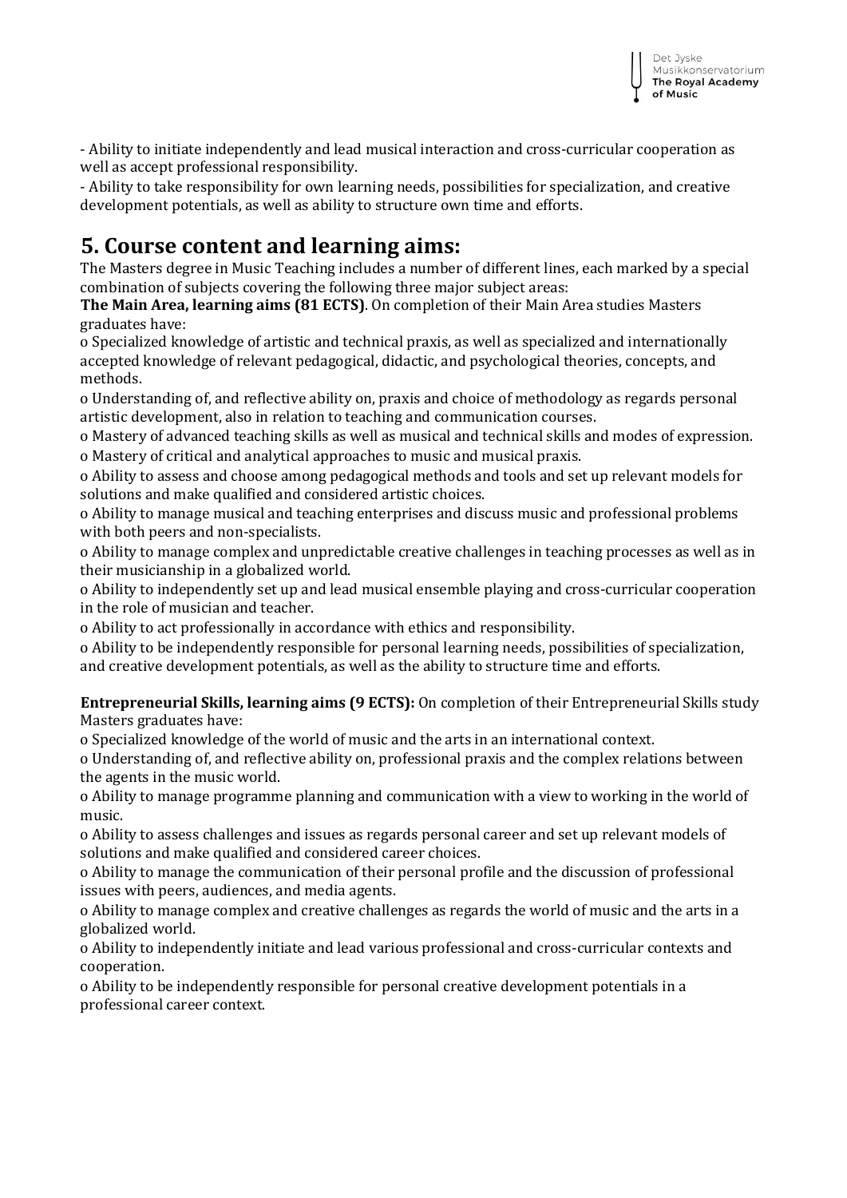- Ability to initiate independently and lead musical interaction and cross-curricular cooperation as well as accept professional responsibility.
- Ability to take responsibility for own learning needs, possibilities for specialization, and creative development potentials, as well as ability to structure own time and efforts.

# 5. Course content and learning aims:

The Masters degree in Music Teaching includes a number of different lines, each marked by a special combination of subjects covering the following three major subject areas:

**The Main Area, learning aims (81 ECTS)**. On completion of their Main Area studies Masters graduates have:

- Specialized knowledge of artistic and technical praxis, as well as specialized and internationally accepted knowledge of relevant pedagogical, didactic, and psychological theories, concepts, and methods.
- Understanding of, and reflective ability on, praxis and choice of methodology as regards personal artistic development, also in relation to teaching and communication courses.
- Mastery of advanced teaching skills as well as musical and technical skills and modes of expression.
- Mastery of critical and analytical approaches to music and musical praxis.
- Ability to assess and choose among pedagogical methods and tools and set up relevant models for solutions and make qualified and considered artistic choices.
- Ability to manage musical and teaching enterprises and discuss music and professional problems with both peers and non-specialists.
- Ability to manage complex and unpredictable creative challenges in teaching processes as well as in their musicianship in a globalized world.
- Ability to independently set up and lead musical ensemble playing and cross-curricular cooperation in the role of musician and teacher.
- Ability to act professionally in accordance with ethics and responsibility.
- Ability to be independently responsible for personal learning needs, possibilities of specialization, and creative development potentials, as well as the ability to structure time and efforts.

**Entrepreneurial Skills, learning aims (9 ECTS):** On completion of their Entrepreneurial Skills study Masters graduates have:

- Specialized knowledge of the world of music and the arts in an international context.
- Understanding of, and reflective ability on, professional praxis and the complex relations between the agents in the music world.
- Ability to manage programme planning and communication with a view to working in the world of music.
- Ability to assess challenges and issues as regards personal career and set up relevant models of solutions and make qualified and considered career choices.
- Ability to manage the communication of their personal profile and the discussion of professional issues with peers, audiences, and media agents.
- Ability to manage complex and creative challenges as regards the world of music and the arts in a globalized world.
- Ability to independently initiate and lead various professional and cross-curricular contexts and cooperation.
- Ability to be independently responsible for personal creative development potentials in a professional career context.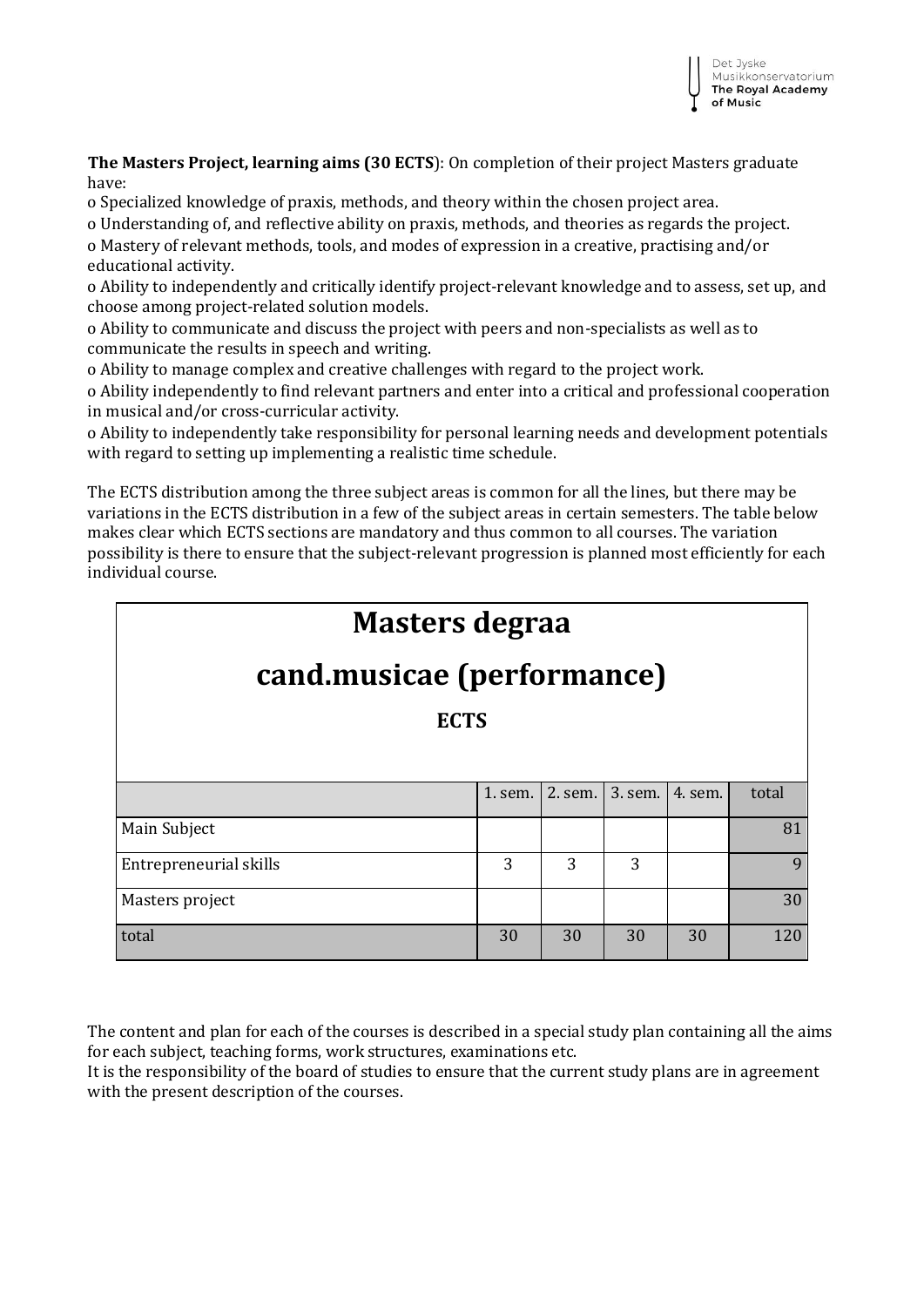**The Masters Project, learning aims (30 ECTS)**: On completion of their project Masters graduate have:

o Specialized knowledge of praxis, methods, and theory within the chosen project area.
o Understanding of, and reflective ability on praxis, methods, and theories as regards the project.
o Mastery of relevant methods, tools, and modes of expression in a creative, practising and/or educational activity.
o Ability to independently and critically identify project-relevant knowledge and to assess, set up, and choose among project-related solution models.
o Ability to communicate and discuss the project with peers and non-specialists as well as to communicate the results in speech and writing.
o Ability to manage complex and creative challenges with regard to the project work.
o Ability independently to find relevant partners and enter into a critical and professional cooperation in musical and/or cross-curricular activity.
o Ability to independently take responsibility for personal learning needs and development potentials with regard to setting up implementing a realistic time schedule.

The ECTS distribution among the three subject areas is common for all the lines, but there may be variations in the ECTS distribution in a few of the subject areas in certain semesters. The table below makes clear which ECTS sections are mandatory and thus common to all courses. The variation possibility is there to ensure that the subject-relevant progression is planned most efficiently for each individual course.

| **Masters degraa cand.musicae (performance) ECTS** | | | | | |
|---|---|---|---|---|---|
| | 1. sem. | 2. sem. | 3. sem. | 4. sem. | total |
| Main Subject | | | | | 81 |
| Entrepreneurial skills | 3 | 3 | 3 | | 9 |
| Masters project | | | | | 30 |
| total | 30 | 30 | 30 | 30 | 120 |

The content and plan for each of the courses is described in a special study plan containing all the aims for each subject, teaching forms, work structures, examinations etc.
It is the responsibility of the board of studies to ensure that the current study plans are in agreement with the present description of the courses.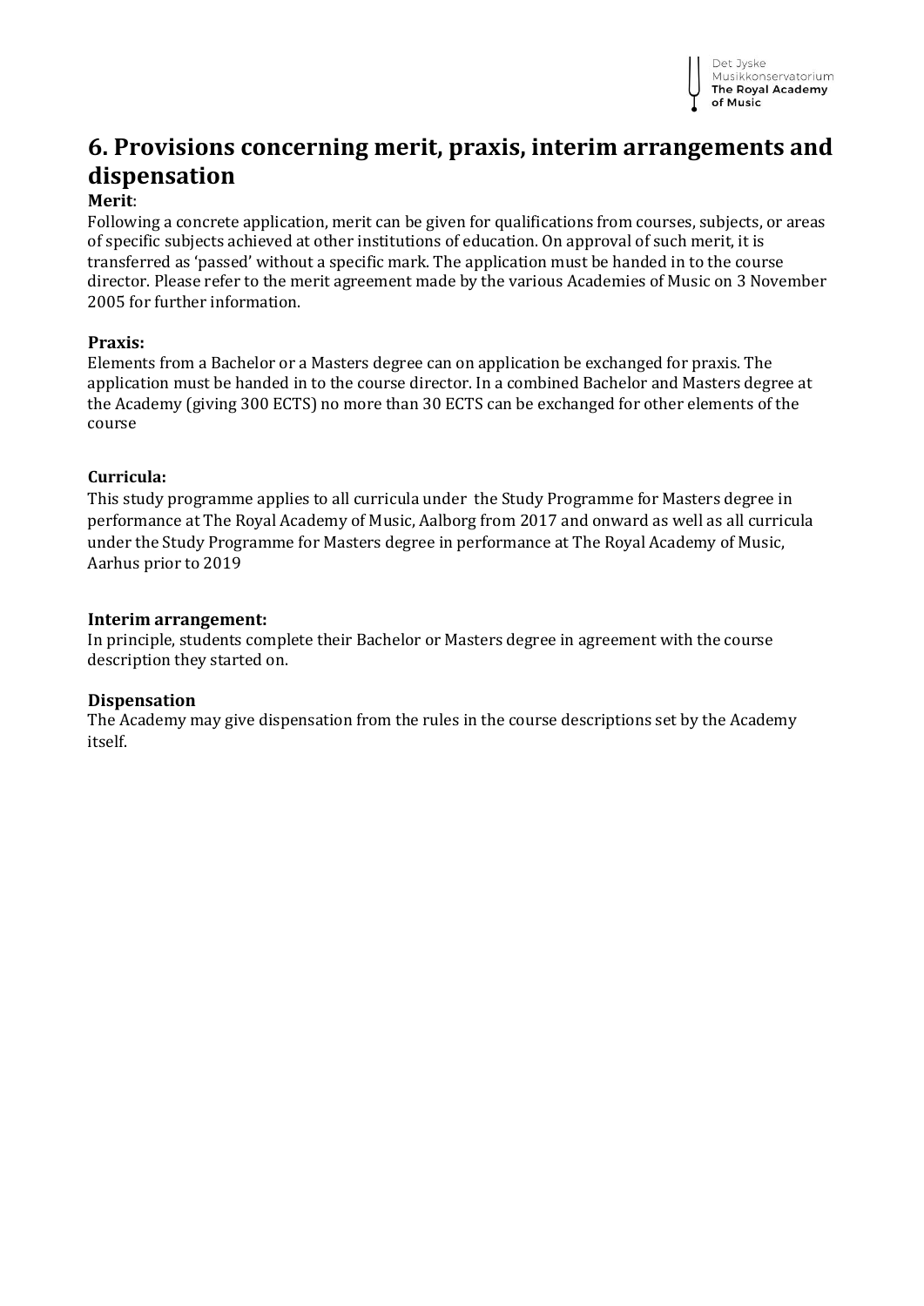# 6. Provisions concerning merit, praxis, interim arrangements and dispensation

**Merit**:

Following a concrete application, merit can be given for qualifications from courses, subjects, or areas of specific subjects achieved at other institutions of education. On approval of such merit, it is transferred as 'passed' without a specific mark. The application must be handed in to the course director. Please refer to the merit agreement made by the various Academies of Music on 3 November 2005 for further information.

**Praxis:**

Elements from a Bachelor or a Masters degree can on application be exchanged for praxis. The application must be handed in to the course director. In a combined Bachelor and Masters degree at the Academy (giving 300 ECTS) no more than 30 ECTS can be exchanged for other elements of the course

**Curricula:**

This study programme applies to all curricula under the Study Programme for Masters degree in performance at The Royal Academy of Music, Aalborg from 2017 and onward as well as all curricula under the Study Programme for Masters degree in performance at The Royal Academy of Music, Aarhus prior to 2019

**Interim arrangement:**

In principle, students complete their Bachelor or Masters degree in agreement with the course description they started on.

**Dispensation**

The Academy may give dispensation from the rules in the course descriptions set by the Academy itself.